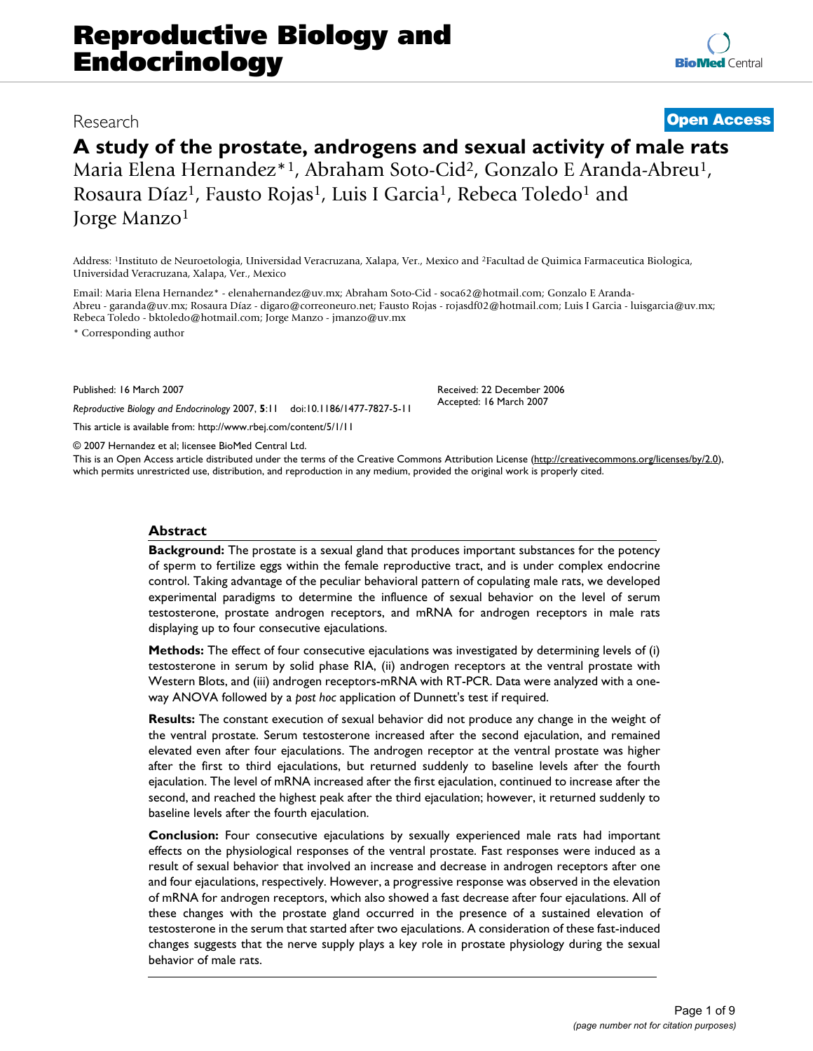Research

**Open Access**

# A study of the prostate, androgens and sexual activity of male rats

Maria Elena Hernandez*[1], Abraham Soto-Cid[2], Gonzalo E Aranda-Abreu[1], Rosaura Díaz[1], Fausto Rojas[1], Luis I Garcia[1], Rebeca Toledo[1] and Jorge Manzo[1]

Address: [1]Instituto de Neuroetologia, Universidad Veracruzana, Xalapa, Ver., Mexico and [2]Facultad de Quimica Farmaceutica Biologica, Universidad Veracruzana, Xalapa, Ver., Mexico

Email: Maria Elena Hernandez* - elenahernandez@uv.mx; Abraham Soto-Cid - soca62@hotmail.com; Gonzalo E Aranda-Abreu - garanda@uv.mx; Rosaura Díaz - digaro@correoneuro.net; Fausto Rojas - rojasdf02@hotmail.com; Luis I Garcia - luisgarcia@uv.mx; Rebeca Toledo - bktoledo@hotmail.com; Jorge Manzo - jmanzo@uv.mx

\* Corresponding author

Published: 16 March 2007

*Reproductive Biology and Endocrinology* 2007, **5**:11 doi:10.1186/1477-7827-5-11

Received: 22 December 2006
Accepted: 16 March 2007

This article is available from: http://www.rbej.com/content/5/1/11

© 2007 Hernandez et al; licensee BioMed Central Ltd.
This is an Open Access article distributed under the terms of the Creative Commons Attribution License (http://creativecommons.org/licenses/by/2.0), which permits unrestricted use, distribution, and reproduction in any medium, provided the original work is properly cited.

## Abstract

**Background:** The prostate is a sexual gland that produces important substances for the potency of sperm to fertilize eggs within the female reproductive tract, and is under complex endocrine control. Taking advantage of the peculiar behavioral pattern of copulating male rats, we developed experimental paradigms to determine the influence of sexual behavior on the level of serum testosterone, prostate androgen receptors, and mRNA for androgen receptors in male rats displaying up to four consecutive ejaculations.

**Methods:** The effect of four consecutive ejaculations was investigated by determining levels of (i) testosterone in serum by solid phase RIA, (ii) androgen receptors at the ventral prostate with Western Blots, and (iii) androgen receptors-mRNA with RT-PCR. Data were analyzed with a one-way ANOVA followed by a *post hoc* application of Dunnett's test if required.

**Results:** The constant execution of sexual behavior did not produce any change in the weight of the ventral prostate. Serum testosterone increased after the second ejaculation, and remained elevated even after four ejaculations. The androgen receptor at the ventral prostate was higher after the first to third ejaculations, but returned suddenly to baseline levels after the fourth ejaculation. The level of mRNA increased after the first ejaculation, continued to increase after the second, and reached the highest peak after the third ejaculation; however, it returned suddenly to baseline levels after the fourth ejaculation.

**Conclusion:** Four consecutive ejaculations by sexually experienced male rats had important effects on the physiological responses of the ventral prostate. Fast responses were induced as a result of sexual behavior that involved an increase and decrease in androgen receptors after one and four ejaculations, respectively. However, a progressive response was observed in the elevation of mRNA for androgen receptors, which also showed a fast decrease after four ejaculations. All of these changes with the prostate gland occurred in the presence of a sustained elevation of testosterone in the serum that started after two ejaculations. A consideration of these fast-induced changes suggests that the nerve supply plays a key role in prostate physiology during the sexual behavior of male rats.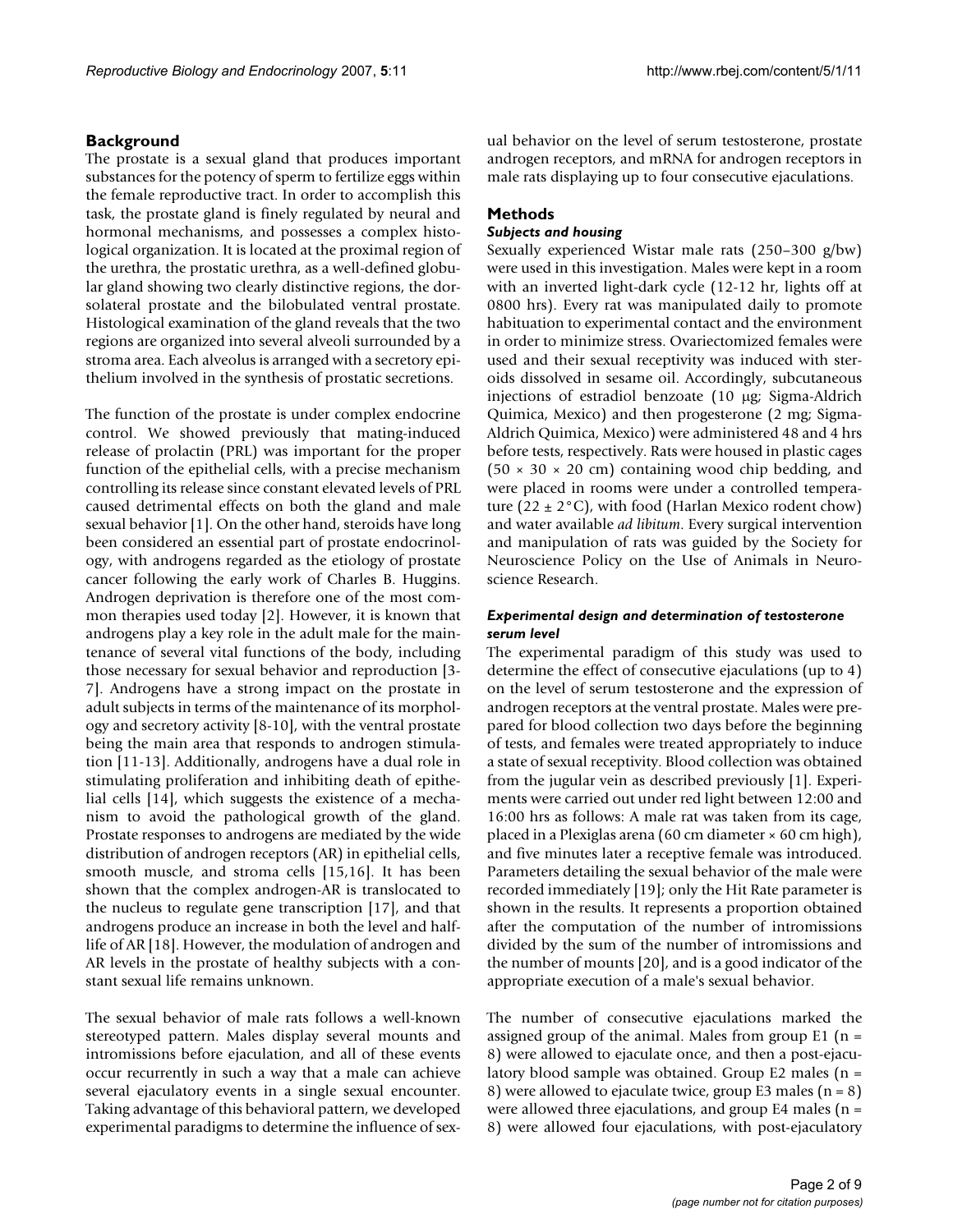## Background

The prostate is a sexual gland that produces important substances for the potency of sperm to fertilize eggs within the female reproductive tract. In order to accomplish this task, the prostate gland is finely regulated by neural and hormonal mechanisms, and possesses a complex histological organization. It is located at the proximal region of the urethra, the prostatic urethra, as a well-defined globular gland showing two clearly distinctive regions, the dorsolateral prostate and the bilobulated ventral prostate. Histological examination of the gland reveals that the two regions are organized into several alveoli surrounded by a stroma area. Each alveolus is arranged with a secretory epithelium involved in the synthesis of prostatic secretions.

The function of the prostate is under complex endocrine control. We showed previously that mating-induced release of prolactin (PRL) was important for the proper function of the epithelial cells, with a precise mechanism controlling its release since constant elevated levels of PRL caused detrimental effects on both the gland and male sexual behavior [1]. On the other hand, steroids have long been considered an essential part of prostate endocrinology, with androgens regarded as the etiology of prostate cancer following the early work of Charles B. Huggins. Androgen deprivation is therefore one of the most common therapies used today [2]. However, it is known that androgens play a key role in the adult male for the maintenance of several vital functions of the body, including those necessary for sexual behavior and reproduction [3-7]. Androgens have a strong impact on the prostate in adult subjects in terms of the maintenance of its morphology and secretory activity [8-10], with the ventral prostate being the main area that responds to androgen stimulation [11-13]. Additionally, androgens have a dual role in stimulating proliferation and inhibiting death of epithelial cells [14], which suggests the existence of a mechanism to avoid the pathological growth of the gland. Prostate responses to androgens are mediated by the wide distribution of androgen receptors (AR) in epithelial cells, smooth muscle, and stroma cells [15,16]. It has been shown that the complex androgen-AR is translocated to the nucleus to regulate gene transcription [17], and that androgens produce an increase in both the level and half-life of AR [18]. However, the modulation of androgen and AR levels in the prostate of healthy subjects with a constant sexual life remains unknown.

The sexual behavior of male rats follows a well-known stereotyped pattern. Males display several mounts and intromissions before ejaculation, and all of these events occur recurrently in such a way that a male can achieve several ejaculatory events in a single sexual encounter. Taking advantage of this behavioral pattern, we developed experimental paradigms to determine the influence of sexual behavior on the level of serum testosterone, prostate androgen receptors, and mRNA for androgen receptors in male rats displaying up to four consecutive ejaculations.

## Methods

### *Subjects and housing*

Sexually experienced Wistar male rats (250–300 g/bw) were used in this investigation. Males were kept in a room with an inverted light-dark cycle (12-12 hr, lights off at 0800 hrs). Every rat was manipulated daily to promote habituation to experimental contact and the environment in order to minimize stress. Ovariectomized females were used and their sexual receptivity was induced with steroids dissolved in sesame oil. Accordingly, subcutaneous injections of estradiol benzoate (10 μg; Sigma-Aldrich Quimica, Mexico) and then progesterone (2 mg; Sigma-Aldrich Quimica, Mexico) were administered 48 and 4 hrs before tests, respectively. Rats were housed in plastic cages (50 × 30 × 20 cm) containing wood chip bedding, and were placed in rooms were under a controlled temperature (22 ± 2°C), with food (Harlan Mexico rodent chow) and water available *ad libitum*. Every surgical intervention and manipulation of rats was guided by the Society for Neuroscience Policy on the Use of Animals in Neuroscience Research.

### *Experimental design and determination of testosterone serum level*

The experimental paradigm of this study was used to determine the effect of consecutive ejaculations (up to 4) on the level of serum testosterone and the expression of androgen receptors at the ventral prostate. Males were prepared for blood collection two days before the beginning of tests, and females were treated appropriately to induce a state of sexual receptivity. Blood collection was obtained from the jugular vein as described previously [1]. Experiments were carried out under red light between 12:00 and 16:00 hrs as follows: A male rat was taken from its cage, placed in a Plexiglas arena (60 cm diameter × 60 cm high), and five minutes later a receptive female was introduced. Parameters detailing the sexual behavior of the male were recorded immediately [19]; only the Hit Rate parameter is shown in the results. It represents a proportion obtained after the computation of the number of intromissions divided by the sum of the number of intromissions and the number of mounts [20], and is a good indicator of the appropriate execution of a male's sexual behavior.

The number of consecutive ejaculations marked the assigned group of the animal. Males from group E1 (n = 8) were allowed to ejaculate once, and then a post-ejaculatory blood sample was obtained. Group E2 males (n = 8) were allowed to ejaculate twice, group E3 males (n = 8) were allowed three ejaculations, and group E4 males (n = 8) were allowed four ejaculations, with post-ejaculatory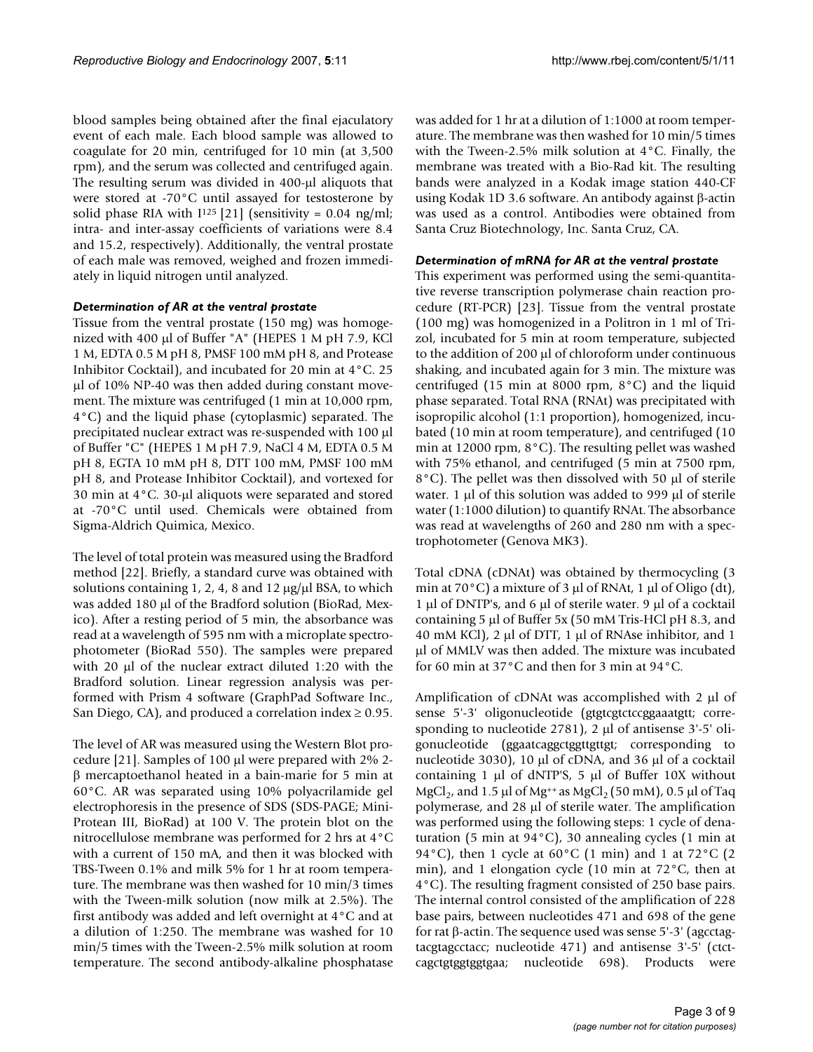blood samples being obtained after the final ejaculatory event of each male. Each blood sample was allowed to coagulate for 20 min, centrifuged for 10 min (at 3,500 rpm), and the serum was collected and centrifuged again. The resulting serum was divided in 400-μl aliquots that were stored at -70°C until assayed for testosterone by solid phase RIA with $I^{125}$ [21] (sensitivity = 0.04 ng/ml; intra- and inter-assay coefficients of variations were 8.4 and 15.2, respectively). Additionally, the ventral prostate of each male was removed, weighed and frozen immediately in liquid nitrogen until analyzed.

### *Determination of AR at the ventral prostate*

Tissue from the ventral prostate (150 mg) was homogenized with 400 μl of Buffer "A" (HEPES 1 M pH 7.9, KCl 1 M, EDTA 0.5 M pH 8, PMSF 100 mM pH 8, and Protease Inhibitor Cocktail), and incubated for 20 min at 4°C. 25 μl of 10% NP-40 was then added during constant movement. The mixture was centrifuged (1 min at 10,000 rpm, 4°C) and the liquid phase (cytoplasmic) separated. The precipitated nuclear extract was re-suspended with 100 μl of Buffer "C" (HEPES 1 M pH 7.9, NaCl 4 M, EDTA 0.5 M pH 8, EGTA 10 mM pH 8, DTT 100 mM, PMSF 100 mM pH 8, and Protease Inhibitor Cocktail), and vortexed for 30 min at 4°C. 30-μl aliquots were separated and stored at -70°C until used. Chemicals were obtained from Sigma-Aldrich Quimica, Mexico.

The level of total protein was measured using the Bradford method [22]. Briefly, a standard curve was obtained with solutions containing 1, 2, 4, 8 and 12 μg/μl BSA, to which was added 180 μl of the Bradford solution (BioRad, Mexico). After a resting period of 5 min, the absorbance was read at a wavelength of 595 nm with a microplate spectrophotometer (BioRad 550). The samples were prepared with 20 μl of the nuclear extract diluted 1:20 with the Bradford solution. Linear regression analysis was performed with Prism 4 software (GraphPad Software Inc., San Diego, CA), and produced a correlation index ≥ 0.95.

The level of AR was measured using the Western Blot procedure [21]. Samples of 100 μl were prepared with 2% 2-β mercaptoethanol heated in a bain-marie for 5 min at 60°C. AR was separated using 10% polyacrilamide gel electrophoresis in the presence of SDS (SDS-PAGE; Mini-Protean III, BioRad) at 100 V. The protein blot on the nitrocellulose membrane was performed for 2 hrs at 4°C with a current of 150 mA, and then it was blocked with TBS-Tween 0.1% and milk 5% for 1 hr at room temperature. The membrane was then washed for 10 min/3 times with the Tween-milk solution (now milk at 2.5%). The first antibody was added and left overnight at 4°C and at a dilution of 1:250. The membrane was washed for 10 min/5 times with the Tween-2.5% milk solution at room temperature. The second antibody-alkaline phosphatase was added for 1 hr at a dilution of 1:1000 at room temperature. The membrane was then washed for 10 min/5 times with the Tween-2.5% milk solution at 4°C. Finally, the membrane was treated with a Bio-Rad kit. The resulting bands were analyzed in a Kodak image station 440-CF using Kodak 1D 3.6 software. An antibody against β-actin was used as a control. Antibodies were obtained from Santa Cruz Biotechnology, Inc. Santa Cruz, CA.

### *Determination of mRNA for AR at the ventral prostate*

This experiment was performed using the semi-quantitative reverse transcription polymerase chain reaction procedure (RT-PCR) [23]. Tissue from the ventral prostate (100 mg) was homogenized in a Politron in 1 ml of Trizol, incubated for 5 min at room temperature, subjected to the addition of 200 μl of chloroform under continuous shaking, and incubated again for 3 min. The mixture was centrifuged (15 min at 8000 rpm, 8°C) and the liquid phase separated. Total RNA (RNAt) was precipitated with isopropilic alcohol (1:1 proportion), homogenized, incubated (10 min at room temperature), and centrifuged (10 min at 12000 rpm, 8°C). The resulting pellet was washed with 75% ethanol, and centrifuged (5 min at 7500 rpm, 8°C). The pellet was then dissolved with 50 μl of sterile water. 1 μl of this solution was added to 999 μl of sterile water (1:1000 dilution) to quantify RNAt. The absorbance was read at wavelengths of 260 and 280 nm with a spectrophotometer (Genova MK3).

Total cDNA (cDNAt) was obtained by thermocycling (3 min at 70°C) a mixture of 3 μl of RNAt, 1 μl of Oligo (dt), 1 μl of DNTP's, and 6 μl of sterile water. 9 μl of a cocktail containing 5 μl of Buffer 5x (50 mM Tris-HCl pH 8.3, and 40 mM KCl), 2 μl of DTT, 1 μl of RNAse inhibitor, and 1 μl of MMLV was then added. The mixture was incubated for 60 min at 37°C and then for 3 min at 94°C.

Amplification of cDNAt was accomplished with 2 μl of sense 5'-3' oligonucleotide (gtgtcgtctccggaaatgtt; corresponding to nucleotide 2781), 2 μl of antisense 3'-5' oligonucleotide (ggaatcaggctggttgttgt; corresponding to nucleotide 3030), 10 μl of cDNA, and 36 μl of a cocktail containing 1 μl of dNTP'S, 5 μl of Buffer 10X without $MgCl_2$, and 1.5 μl of $Mg^{++}$ as $MgCl_2$ (50 mM), 0.5 μl of Taq polymerase, and 28 μl of sterile water. The amplification was performed using the following steps: 1 cycle of denaturation (5 min at 94°C), 30 annealing cycles (1 min at 94°C), then 1 cycle at 60°C (1 min) and 1 at 72°C (2 min), and 1 elongation cycle (10 min at 72°C, then at 4°C). The resulting fragment consisted of 250 base pairs. The internal control consisted of the amplification of 228 base pairs, between nucleotides 471 and 698 of the gene for rat β-actin. The sequence used was sense 5'-3' (agcctagtacgtagcctacc; nucleotide 471) and antisense 3'-5' (ctctcagctgtggtggtgaa; nucleotide 698). Products were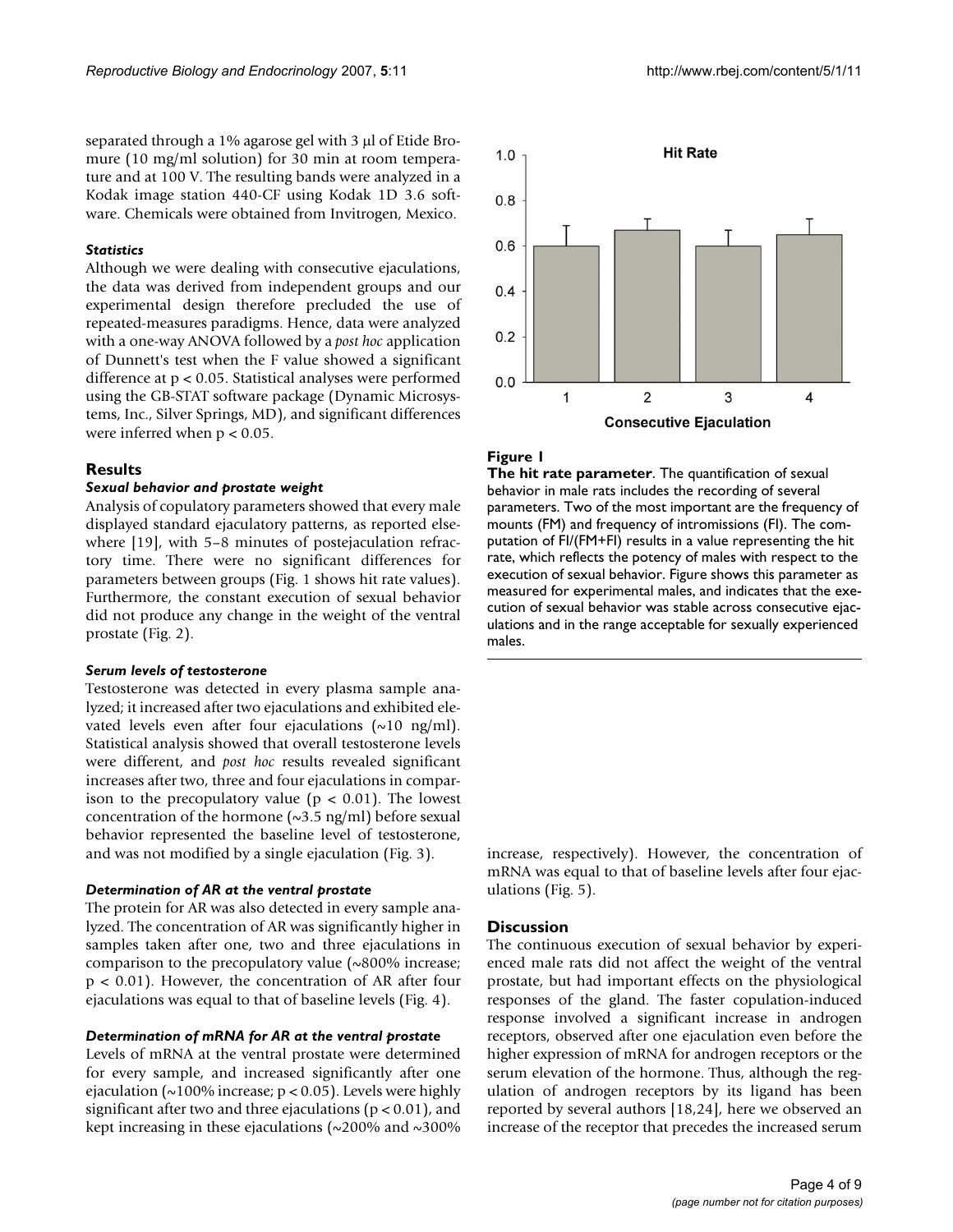separated through a 1% agarose gel with 3 μl of Etide Bromure (10 mg/ml solution) for 30 min at room temperature and at 100 V. The resulting bands were analyzed in a Kodak image station 440-CF using Kodak 1D 3.6 software. Chemicals were obtained from Invitrogen, Mexico.

#### *Statistics*

Although we were dealing with consecutive ejaculations, the data was derived from independent groups and our experimental design therefore precluded the use of repeated-measures paradigms. Hence, data were analyzed with a one-way ANOVA followed by a *post hoc* application of Dunnett's test when the F value showed a significant difference at $p < 0.05$. Statistical analyses were performed using the GB-STAT software package (Dynamic Microsystems, Inc., Silver Springs, MD), and significant differences were inferred when $p < 0.05$.

## Results

### *Sexual behavior and prostate weight*

Analysis of copulatory parameters showed that every male displayed standard ejaculatory patterns, as reported elsewhere [19], with 5–8 minutes of postejaculation refractory time. There were no significant differences for parameters between groups (Fig. 1 shows hit rate values). Furthermore, the constant execution of sexual behavior did not produce any change in the weight of the ventral prostate (Fig. 2).

### *Serum levels of testosterone*

Testosterone was detected in every plasma sample analyzed; it increased after two ejaculations and exhibited elevated levels even after four ejaculations (~10 ng/ml). Statistical analysis showed that overall testosterone levels were different, and *post hoc* results revealed significant increases after two, three and four ejaculations in comparison to the precopulatory value ($p < 0.01$). The lowest concentration of the hormone (~3.5 ng/ml) before sexual behavior represented the baseline level of testosterone, and was not modified by a single ejaculation (Fig. 3).

### *Determination of AR at the ventral prostate*

The protein for AR was also detected in every sample analyzed. The concentration of AR was significantly higher in samples taken after one, two and three ejaculations in comparison to the precopulatory value (~800% increase; $p < 0.01$). However, the concentration of AR after four ejaculations was equal to that of baseline levels (Fig. 4).

### *Determination of mRNA for AR at the ventral prostate*

Levels of mRNA at the ventral prostate were determined for every sample, and increased significantly after one ejaculation (~100% increase; $p < 0.05$). Levels were highly significant after two and three ejaculations ($p < 0.01$), and kept increasing in these ejaculations (~200% and ~300% increase, respectively). However, the concentration of mRNA was equal to that of baseline levels after four ejaculations (Fig. 5).

**Figure 1**

**The hit rate parameter**. The quantification of sexual behavior in male rats includes the recording of several parameters. Two of the most important are the frequency of mounts (FM) and frequency of intromissions (FI). The computation of FI/(FM+FI) results in a value representing the hit rate, which reflects the potency of males with respect to the execution of sexual behavior. Figure shows this parameter as measured for experimental males, and indicates that the execution of sexual behavior was stable across consecutive ejaculations and in the range acceptable for sexually experienced males.

## Discussion

The continuous execution of sexual behavior by experienced male rats did not affect the weight of the ventral prostate, but had important effects on the physiological responses of the gland. The faster copulation-induced response involved a significant increase in androgen receptors, observed after one ejaculation even before the higher expression of mRNA for androgen receptors or the serum elevation of the hormone. Thus, although the regulation of androgen receptors by its ligand has been reported by several authors [18,24], here we observed an increase of the receptor that precedes the increased serum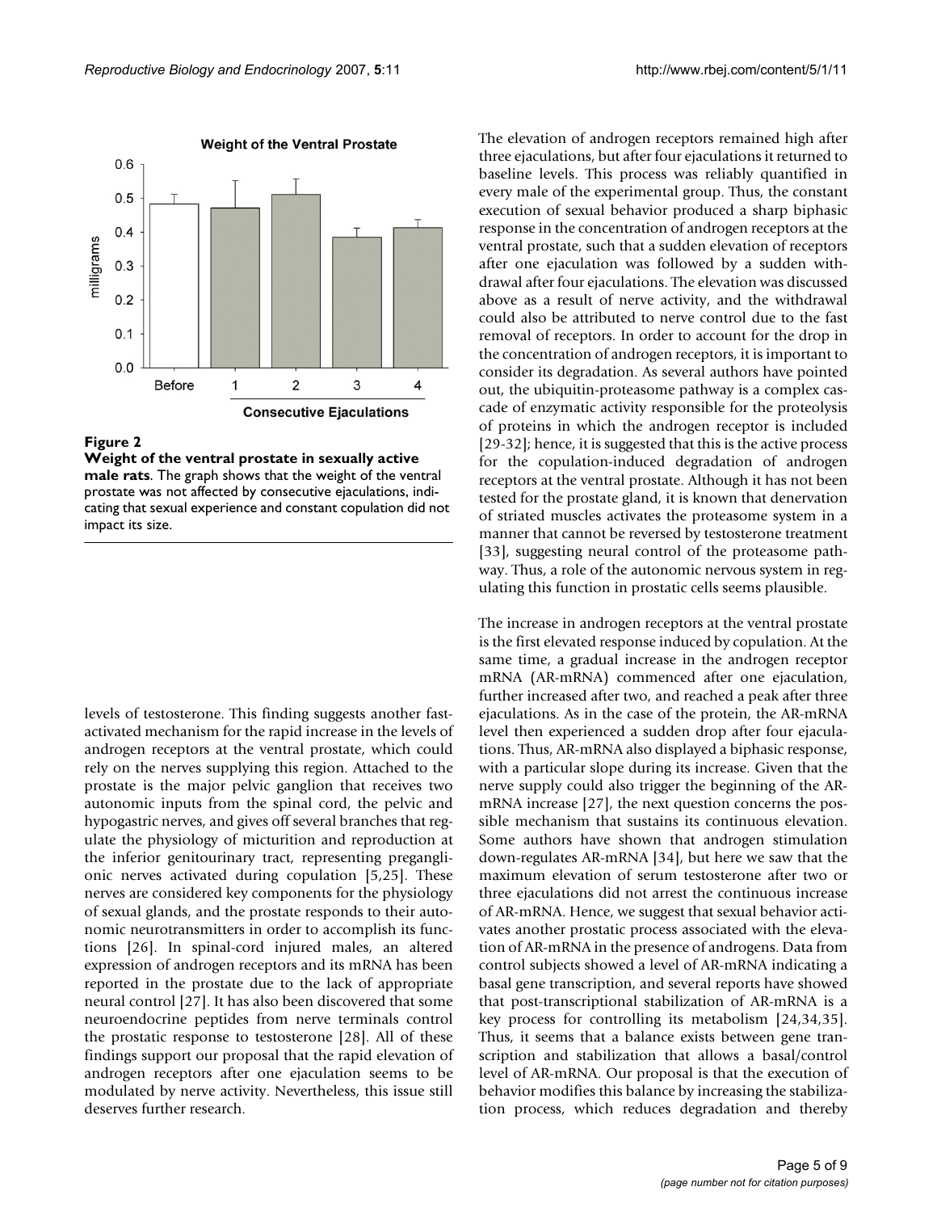**Figure 2**

**Weight of the ventral prostate in sexually active male rats**. The graph shows that the weight of the ventral prostate was not affected by consecutive ejaculations, indicating that sexual experience and constant copulation did not impact its size.

levels of testosterone. This finding suggests another fast-activated mechanism for the rapid increase in the levels of androgen receptors at the ventral prostate, which could rely on the nerves supplying this region. Attached to the prostate is the major pelvic ganglion that receives two autonomic inputs from the spinal cord, the pelvic and hypogastric nerves, and gives off several branches that regulate the physiology of micturition and reproduction at the inferior genitourinary tract, representing preganglionic nerves activated during copulation [5,25]. These nerves are considered key components for the physiology of sexual glands, and the prostate responds to their autonomic neurotransmitters in order to accomplish its functions [26]. In spinal-cord injured males, an altered expression of androgen receptors and its mRNA has been reported in the prostate due to the lack of appropriate neural control [27]. It has also been discovered that some neuroendocrine peptides from nerve terminals control the prostatic response to testosterone [28]. All of these findings support our proposal that the rapid elevation of androgen receptors after one ejaculation seems to be modulated by nerve activity. Nevertheless, this issue still deserves further research.

The elevation of androgen receptors remained high after three ejaculations, but after four ejaculations it returned to baseline levels. This process was reliably quantified in every male of the experimental group. Thus, the constant execution of sexual behavior produced a sharp biphasic response in the concentration of androgen receptors at the ventral prostate, such that a sudden elevation of receptors after one ejaculation was followed by a sudden withdrawal after four ejaculations. The elevation was discussed above as a result of nerve activity, and the withdrawal could also be attributed to nerve control due to the fast removal of receptors. In order to account for the drop in the concentration of androgen receptors, it is important to consider its degradation. As several authors have pointed out, the ubiquitin-proteasome pathway is a complex cascade of enzymatic activity responsible for the proteolysis of proteins in which the androgen receptor is included [29-32]; hence, it is suggested that this is the active process for the copulation-induced degradation of androgen receptors at the ventral prostate. Although it has not been tested for the prostate gland, it is known that denervation of striated muscles activates the proteasome system in a manner that cannot be reversed by testosterone treatment [33], suggesting neural control of the proteasome pathway. Thus, a role of the autonomic nervous system in regulating this function in prostatic cells seems plausible.

The increase in androgen receptors at the ventral prostate is the first elevated response induced by copulation. At the same time, a gradual increase in the androgen receptor mRNA (AR-mRNA) commenced after one ejaculation, further increased after two, and reached a peak after three ejaculations. As in the case of the protein, the AR-mRNA level then experienced a sudden drop after four ejaculations. Thus, AR-mRNA also displayed a biphasic response, with a particular slope during its increase. Given that the nerve supply could also trigger the beginning of the AR-mRNA increase [27], the next question concerns the possible mechanism that sustains its continuous elevation. Some authors have shown that androgen stimulation down-regulates AR-mRNA [34], but here we saw that the maximum elevation of serum testosterone after two or three ejaculations did not arrest the continuous increase of AR-mRNA. Hence, we suggest that sexual behavior activates another prostatic process associated with the elevation of AR-mRNA in the presence of androgens. Data from control subjects showed a level of AR-mRNA indicating a basal gene transcription, and several reports have showed that post-transcriptional stabilization of AR-mRNA is a key process for controlling its metabolism [24,34,35]. Thus, it seems that a balance exists between gene transcription and stabilization that allows a basal/control level of AR-mRNA. Our proposal is that the execution of behavior modifies this balance by increasing the stabilization process, which reduces degradation and thereby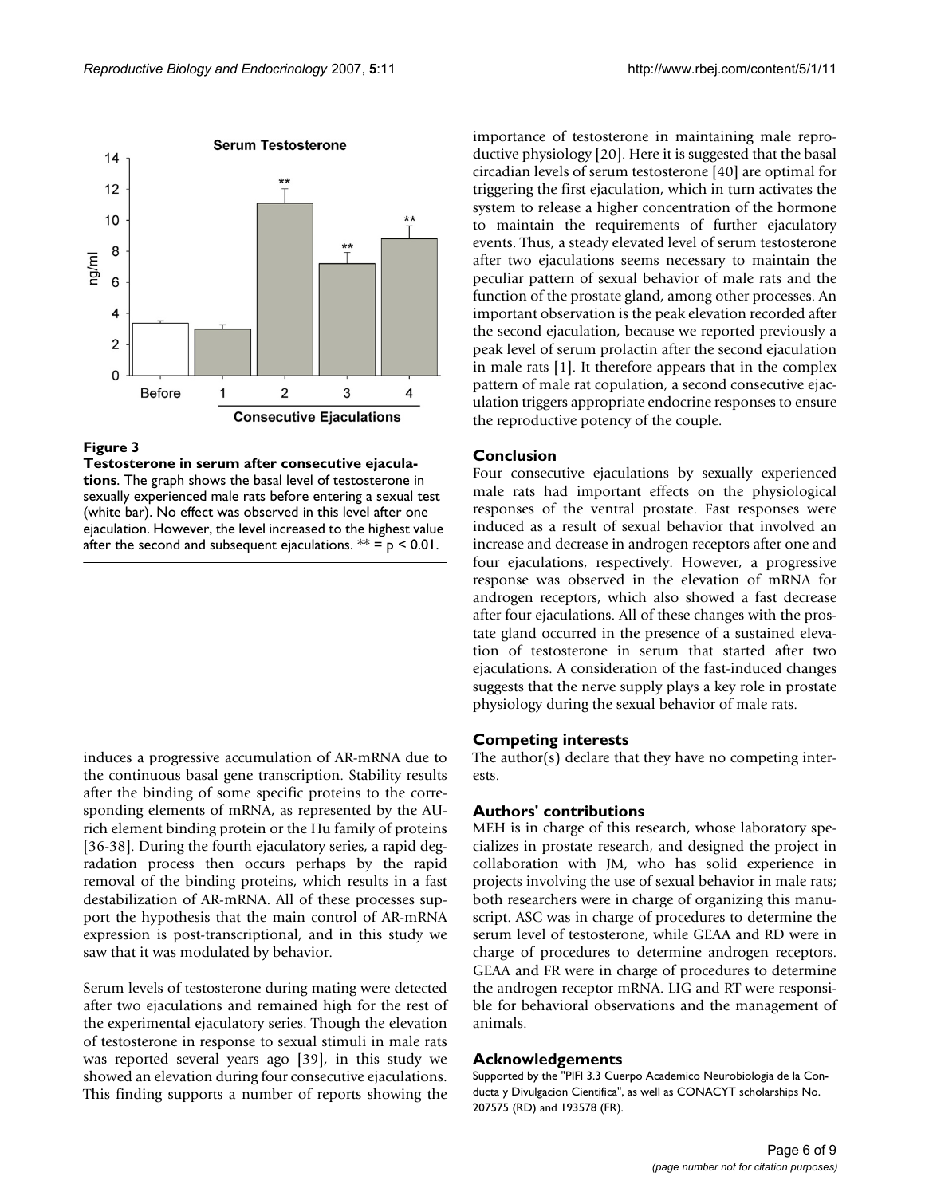**Figure 3**

**Testosterone in serum after consecutive ejaculations**. The graph shows the basal level of testosterone in sexually experienced male rats before entering a sexual test (white bar). No effect was observed in this level after one ejaculation. However, the level increased to the highest value after the second and subsequent ejaculations. ** = $p < 0.01$.

induces a progressive accumulation of AR-mRNA due to the continuous basal gene transcription. Stability results after the binding of some specific proteins to the corresponding elements of mRNA, as represented by the AU-rich element binding protein or the Hu family of proteins [36-38]. During the fourth ejaculatory series, a rapid degradation process then occurs perhaps by the rapid removal of the binding proteins, which results in a fast destabilization of AR-mRNA. All of these processes support the hypothesis that the main control of AR-mRNA expression is post-transcriptional, and in this study we saw that it was modulated by behavior.

Serum levels of testosterone during mating were detected after two ejaculations and remained high for the rest of the experimental ejaculatory series. Though the elevation of testosterone in response to sexual stimuli in male rats was reported several years ago [39], in this study we showed an elevation during four consecutive ejaculations. This finding supports a number of reports showing the importance of testosterone in maintaining male reproductive physiology [20]. Here it is suggested that the basal circadian levels of serum testosterone [40] are optimal for triggering the first ejaculation, which in turn activates the system to release a higher concentration of the hormone to maintain the requirements of further ejaculatory events. Thus, a steady elevated level of serum testosterone after two ejaculations seems necessary to maintain the peculiar pattern of sexual behavior of male rats and the function of the prostate gland, among other processes. An important observation is the peak elevation recorded after the second ejaculation, because we reported previously a peak level of serum prolactin after the second ejaculation in male rats [1]. It therefore appears that in the complex pattern of male rat copulation, a second consecutive ejaculation triggers appropriate endocrine responses to ensure the reproductive potency of the couple.

## Conclusion

Four consecutive ejaculations by sexually experienced male rats had important effects on the physiological responses of the ventral prostate. Fast responses were induced as a result of sexual behavior that involved an increase and decrease in androgen receptors after one and four ejaculations, respectively. However, a progressive response was observed in the elevation of mRNA for androgen receptors, which also showed a fast decrease after four ejaculations. All of these changes with the prostate gland occurred in the presence of a sustained elevation of testosterone in serum that started after two ejaculations. A consideration of the fast-induced changes suggests that the nerve supply plays a key role in prostate physiology during the sexual behavior of male rats.

## Competing interests

The author(s) declare that they have no competing interests.

## Authors' contributions

MEH is in charge of this research, whose laboratory specializes in prostate research, and designed the project in collaboration with JM, who has solid experience in projects involving the use of sexual behavior in male rats; both researchers were in charge of organizing this manuscript. ASC was in charge of procedures to determine the serum level of testosterone, while GEAA and RD were in charge of procedures to determine androgen receptors. GEAA and FR were in charge of procedures to determine the androgen receptor mRNA. LIG and RT were responsible for behavioral observations and the management of animals.

## Acknowledgements

Supported by the "PIFI 3.3 Cuerpo Academico Neurobiologia de la Conducta y Divulgacion Cientifica", as well as CONACYT scholarships No. 207575 (RD) and 193578 (FR).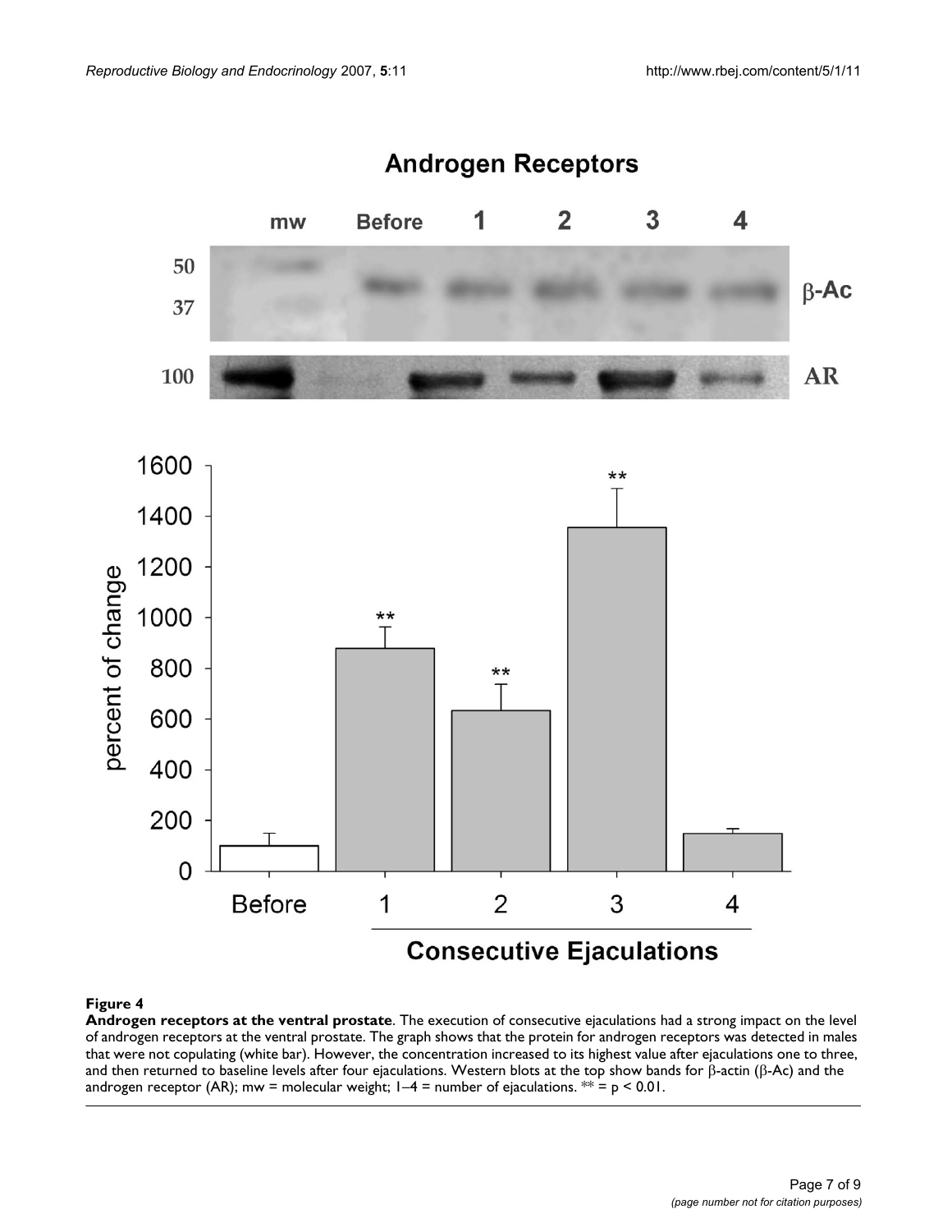**Figure 4**

**Androgen receptors at the ventral prostate**. The execution of consecutive ejaculations had a strong impact on the level of androgen receptors at the ventral prostate. The graph shows that the protein for androgen receptors was detected in males that were not copulating (white bar). However, the concentration increased to its highest value after ejaculations one to three, and then returned to baseline levels after four ejaculations. Western blots at the top show bands for β-actin (β-Ac) and the androgen receptor (AR); mw = molecular weight; 1–4 = number of ejaculations. ** = $p < 0.01$.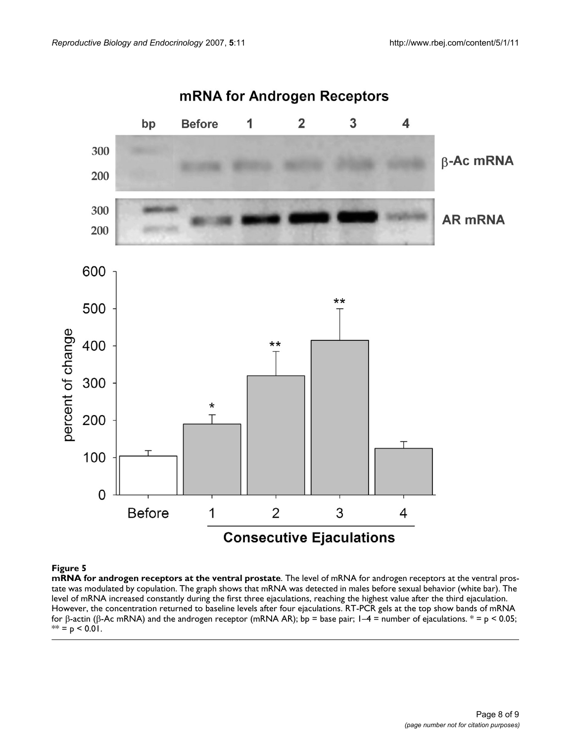**Figure 5**

**mRNA for androgen receptors at the ventral prostate**. The level of mRNA for androgen receptors at the ventral prostate was modulated by copulation. The graph shows that mRNA was detected in males before sexual behavior (white bar). The level of mRNA increased constantly during the first three ejaculations, reaching the highest value after the third ejaculation. However, the concentration returned to baseline levels after four ejaculations. RT-PCR gels at the top show bands of mRNA for β-actin (β-Ac mRNA) and the androgen receptor (mRNA AR); bp = base pair; 1–4 = number of ejaculations. * = $p < 0.05$; ** = $p < 0.01$.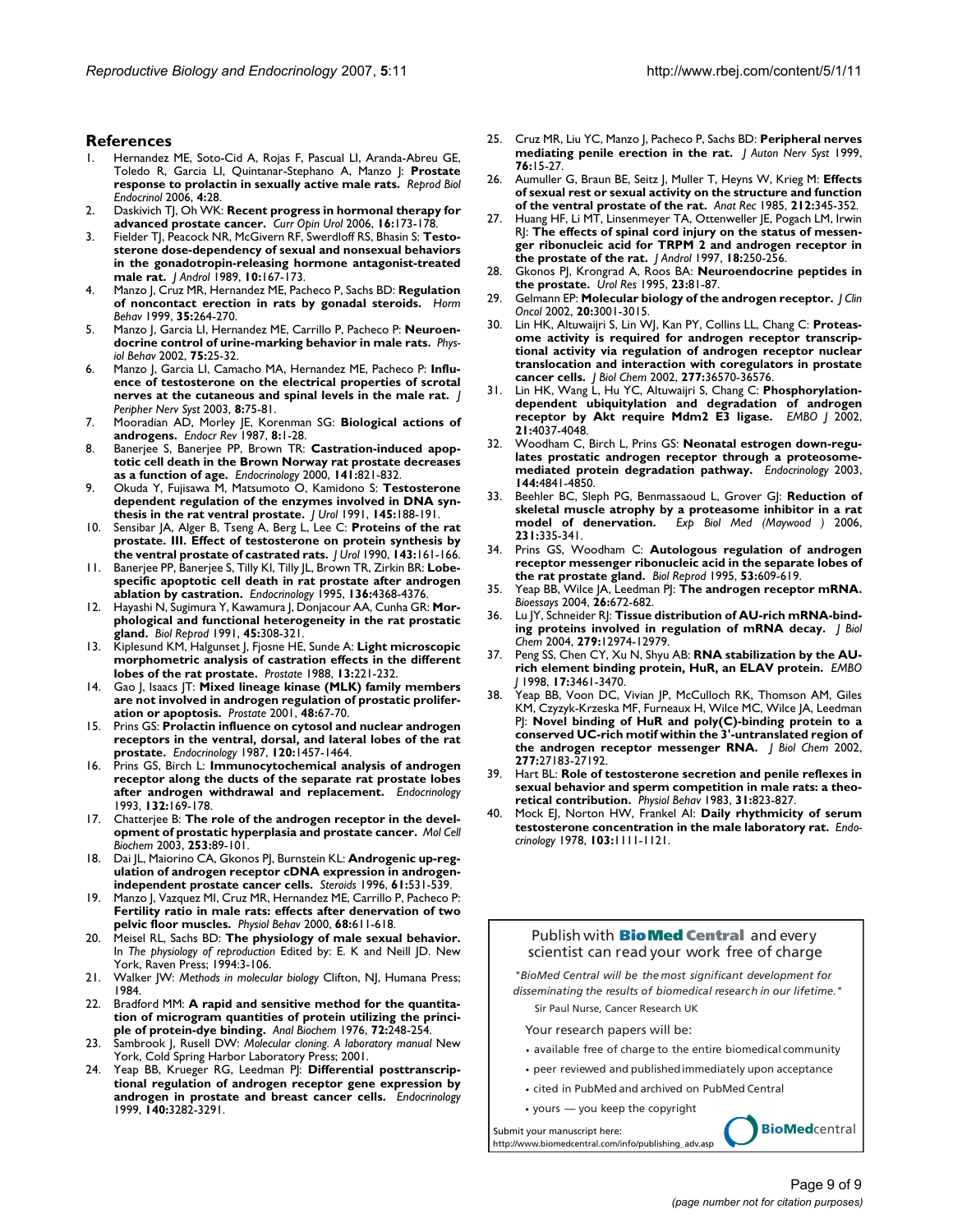## References

1. Hernandez ME, Soto-Cid A, Rojas F, Pascual LI, Aranda-Abreu GE, Toledo R, Garcia LI, Quintanar-Stephano A, Manzo J: **Prostate response to prolactin in sexually active male rats.** *Reprod Biol Endocrinol* 2006, **4**:28.
2. Daskivich TJ, Oh WK: **Recent progress in hormonal therapy for advanced prostate cancer.** *Curr Opin Urol* 2006, **16**:173-178.
3. Fielder TJ, Peacock NR, McGivern RF, Swerdloff RS, Bhasin S: **Testosterone dose-dependency of sexual and nonsexual behaviors in the gonadotropin-releasing hormone antagonist-treated male rat.** *J Androl* 1989, **10**:167-173.
4. Manzo J, Cruz MR, Hernandez ME, Pacheco P, Sachs BD: **Regulation of noncontact erection in rats by gonadal steroids.** *Horm Behav* 1999, **35**:264-270.
5. Manzo J, Garcia LI, Hernandez ME, Carrillo P, Pacheco P: **Neuroendocrine control of urine-marking behavior in male rats.** *Physiol Behav* 2002, **75**:25-32.
6. Manzo J, Garcia LI, Camacho MA, Hernandez ME, Pacheco P: **Influence of testosterone on the electrical properties of scrotal nerves at the cutaneous and spinal levels in the male rat.** *J Peripher Nerv Syst* 2003, **8**:75-81.
7. Mooradian AD, Morley JE, Korenman SG: **Biological actions of androgens.** *Endocr Rev* 1987, **8**:1-28.
8. Banerjee S, Banerjee PP, Brown TR: **Castration-induced apoptotic cell death in the Brown Norway rat prostate decreases as a function of age.** *Endocrinology* 2000, **141**:821-832.
9. Okuda Y, Fujisawa M, Matsumoto O, Kamidono S: **Testosterone dependent regulation of the enzymes involved in DNA synthesis in the rat ventral prostate.** *J Urol* 1991, **145**:188-191.
10. Sensibar JA, Alger B, Tseng A, Berg L, Lee C: **Proteins of the rat prostate. III. Effect of testosterone on protein synthesis by the ventral prostate of castrated rats.** *J Urol* 1990, **143**:161-166.
11. Banerjee PP, Banerjee S, Tilly KI, Tilly JL, Brown TR, Zirkin BR: **Lobe-specific apoptotic cell death in rat prostate after androgen ablation by castration.** *Endocrinology* 1995, **136**:4368-4376.
12. Hayashi N, Sugimura Y, Kawamura J, Donjacour AA, Cunha GR: **Morphological and functional heterogeneity in the rat prostatic gland.** *Biol Reprod* 1991, **45**:308-321.
13. Kiplesund KM, Halgunset J, Fjosne HE, Sunde A: **Light microscopic morphometric analysis of castration effects in the different lobes of the rat prostate.** *Prostate* 1988, **13**:221-232.
14. Gao J, Isaacs JT: **Mixed lineage kinase (MLK) family members are not involved in androgen regulation of prostatic proliferation or apoptosis.** *Prostate* 2001, **48**:67-70.
15. Prins GS: **Prolactin influence on cytosol and nuclear androgen receptors in the ventral, dorsal, and lateral lobes of the rat prostate.** *Endocrinology* 1987, **120**:1457-1464.
16. Prins GS, Birch L: **Immunocytochemical analysis of androgen receptor along the ducts of the separate rat prostate lobes after androgen withdrawal and replacement.** *Endocrinology* 1993, **132**:169-178.
17. Chatterjee B: **The role of the androgen receptor in the development of prostatic hyperplasia and prostate cancer.** *Mol Cell Biochem* 2003, **253**:89-101.
18. Dai JL, Maiorino CA, Gkonos PJ, Burnstein KL: **Androgenic up-regulation of androgen receptor cDNA expression in androgen-independent prostate cancer cells.** *Steroids* 1996, **61**:531-539.
19. Manzo J, Vazquez MI, Cruz MR, Hernandez ME, Carrillo P, Pacheco P: **Fertility ratio in male rats: effects after denervation of two pelvic floor muscles.** *Physiol Behav* 2000, **68**:611-618.
20. Meisel RL, Sachs BD: **The physiology of male sexual behavior.** In *The physiology of reproduction* Edited by: E. K and Neill JD. New York, Raven Press; 1994:3-106.
21. Walker JW: *Methods in molecular biology* Clifton, NJ, Humana Press; 1984.
22. Bradford MM: **A rapid and sensitive method for the quantitation of microgram quantities of protein utilizing the principle of protein-dye binding.** *Anal Biochem* 1976, **72**:248-254.
23. Sambrook J, Rusell DW: *Molecular cloning. A laboratory manual* New York, Cold Spring Harbor Laboratory Press; 2001.
24. Yeap BB, Krueger RG, Leedman PJ: **Differential posttranscriptional regulation of androgen receptor gene expression by androgen in prostate and breast cancer cells.** *Endocrinology* 1999, **140**:3282-3291.
25. Cruz MR, Liu YC, Manzo J, Pacheco P, Sachs BD: **Peripheral nerves mediating penile erection in the rat.** *J Auton Nerv Syst* 1999, **76**:15-27.
26. Aumuller G, Braun BE, Seitz J, Muller T, Heyns W, Krieg M: **Effects of sexual rest or sexual activity on the structure and function of the ventral prostate of the rat.** *Anat Rec* 1985, **212**:345-352.
27. Huang HF, Li MT, Linsenmeyer TA, Ottenweller JE, Pogach LM, Irwin RJ: **The effects of spinal cord injury on the status of messenger ribonucleic acid for TRPM 2 and androgen receptor in the prostate of the rat.** *J Androl* 1997, **18**:250-256.
28. Gkonos PJ, Krongrad A, Roos BA: **Neuroendocrine peptides in the prostate.** *Urol Res* 1995, **23**:81-87.
29. Gelmann EP: **Molecular biology of the androgen receptor.** *J Clin Oncol* 2002, **20**:3001-3015.
30. Lin HK, Altuwaijri S, Lin WJ, Kan PY, Collins LL, Chang C: **Proteasome activity is required for androgen receptor transcriptional activity via regulation of androgen receptor nuclear translocation and interaction with coregulators in prostate cancer cells.** *J Biol Chem* 2002, **277**:36570-36576.
31. Lin HK, Wang L, Hu YC, Altuwaijri S, Chang C: **Phosphorylation-dependent ubiquitylation and degradation of androgen receptor by Akt require Mdm2 E3 ligase.** *EMBO J* 2002, **21**:4037-4048.
32. Woodham C, Birch L, Prins GS: **Neonatal estrogen down-regulates prostatic androgen receptor through a proteosome-mediated protein degradation pathway.** *Endocrinology* 2003, **144**:4841-4850.
33. Beehler BC, Sleph PG, Benmassaoud L, Grover GJ: **Reduction of skeletal muscle atrophy by a proteasome inhibitor in a rat model of denervation.** *Exp Biol Med (Maywood )* 2006, **231**:335-341.
34. Prins GS, Woodham C: **Autologous regulation of androgen receptor messenger ribonucleic acid in the separate lobes of the rat prostate gland.** *Biol Reprod* 1995, **53**:609-619.
35. Yeap BB, Wilce JA, Leedman PJ: **The androgen receptor mRNA.** *Bioessays* 2004, **26**:672-682.
36. Lu JY, Schneider RJ: **Tissue distribution of AU-rich mRNA-binding proteins involved in regulation of mRNA decay.** *J Biol Chem* 2004, **279**:12974-12979.
37. Peng SS, Chen CY, Xu N, Shyu AB: **RNA stabilization by the AU-rich element binding protein, HuR, an ELAV protein.** *EMBO J* 1998, **17**:3461-3470.
38. Yeap BB, Voon DC, Vivian JP, McCulloch RK, Thomson AM, Giles KM, Czyzyk-Krzeska MF, Furneaux H, Wilce MC, Wilce JA, Leedman PJ: **Novel binding of HuR and poly(C)-binding protein to a conserved UC-rich motif within the 3'-untranslated region of the androgen receptor messenger RNA.** *J Biol Chem* 2002, **277**:27183-27192.
39. Hart BL: **Role of testosterone secretion and penile reflexes in sexual behavior and sperm competition in male rats: a theoretical contribution.** *Physiol Behav* 1983, **31**:823-827.
40. Mock EJ, Norton HW, Frankel AI: **Daily rhythmicity of serum testosterone concentration in the male laboratory rat.** *Endocrinology* 1978, **103**:1111-1121.

Publish with **BioMed Central** and every scientist can read your work free of charge

*"BioMed Central will be the most significant development for disseminating the results of biomedical research in our lifetime."*
Sir Paul Nurse, Cancer Research UK

Your research papers will be:

- available free of charge to the entire biomedical community
- peer reviewed and published immediately upon acceptance
- cited in PubMed and archived on PubMed Central
- yours — you keep the copyright

Submit your manuscript here:
http://www.biomedcentral.com/info/publishing_adv.asp

BioMedcentral